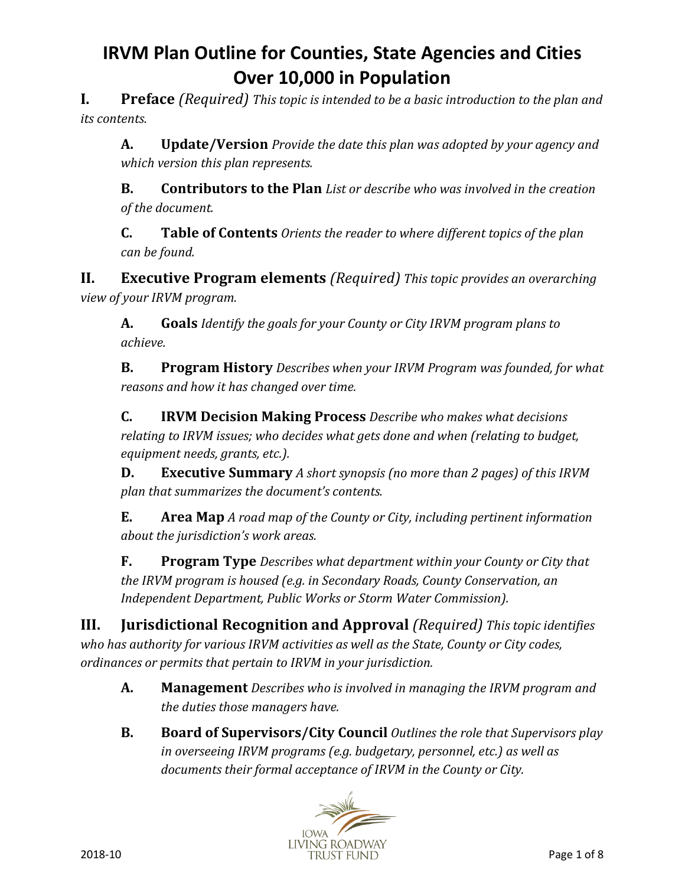# IRVM Plan Outline for Counties, State Agencies and Cities Over 10,000 in Population

**I. Preface** *(Required) This topic is intended to be a basic introduction to the plan and its contents.*

> **A. Update/Version** *Provide the date this plan was adopted by your agency and which version this plan represents.*
>
> **B. Contributors to the Plan** *List or describe who was involved in the creation of the document.*
>
> **C. Table of Contents** *Orients the reader to where different topics of the plan can be found.*

**II. Executive Program elements** *(Required) This topic provides an overarching view of your IRVM program.*

> **A. Goals** *Identify the goals for your County or City IRVM program plans to achieve.*
>
> **B. Program History** *Describes when your IRVM Program was founded, for what reasons and how it has changed over time.*
>
> **C. IRVM Decision Making Process** *Describe who makes what decisions relating to IRVM issues; who decides what gets done and when (relating to budget, equipment needs, grants, etc.).*
>
> **D. Executive Summary** *A short synopsis (no more than 2 pages) of this IRVM plan that summarizes the document's contents.*
>
> **E. Area Map** *A road map of the County or City, including pertinent information about the jurisdiction's work areas.*
>
> **F. Program Type** *Describes what department within your County or City that the IRVM program is housed (e.g. in Secondary Roads, County Conservation, an Independent Department, Public Works or Storm Water Commission).*

**III. Jurisdictional Recognition and Approval** *(Required) This topic identifies who has authority for various IRVM activities as well as the State, County or City codes, ordinances or permits that pertain to IRVM in your jurisdiction.*

> **A. Management** *Describes who is involved in managing the IRVM program and the duties those managers have.*
>
> **B. Board of Supervisors/City Council** *Outlines the role that Supervisors play in overseeing IRVM programs (e.g. budgetary, personnel, etc.) as well as documents their formal acceptance of IRVM in the County or City.*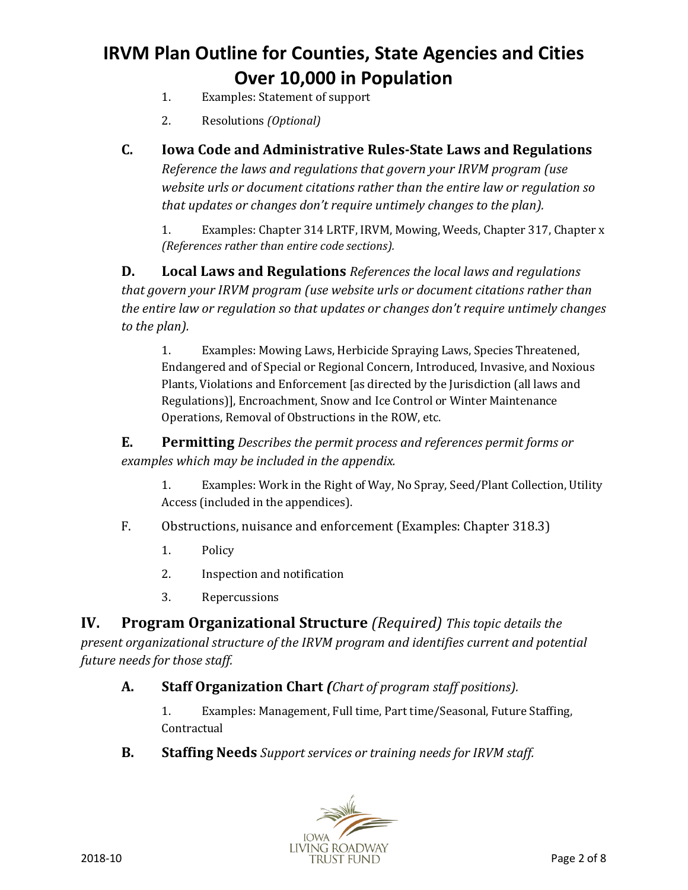1. Examples: Statement of support
2. Resolutions *(Optional)*

### C. Iowa Code and Administrative Rules-State Laws and Regulations

*Reference the laws and regulations that govern your IRVM program (use website urls or document citations rather than the entire law or regulation so that updates or changes don't require untimely changes to the plan).*

1. Examples: Chapter 314 LRTF, IRVM, Mowing, Weeds, Chapter 317, Chapter x *(References rather than entire code sections).*

### D. Local Laws and Regulations

*References the local laws and regulations that govern your IRVM program (use website urls or document citations rather than the entire law or regulation so that updates or changes don't require untimely changes to the plan).*

1. Examples: Mowing Laws, Herbicide Spraying Laws, Species Threatened, Endangered and of Special or Regional Concern, Introduced, Invasive, and Noxious Plants, Violations and Enforcement [as directed by the Jurisdiction (all laws and Regulations)], Encroachment, Snow and Ice Control or Winter Maintenance Operations, Removal of Obstructions in the ROW, etc.

### E. Permitting

*Describes the permit process and references permit forms or examples which may be included in the appendix.*

1. Examples: Work in the Right of Way, No Spray, Seed/Plant Collection, Utility Access (included in the appendices).

F. Obstructions, nuisance and enforcement (Examples: Chapter 318.3)

1. Policy
2. Inspection and notification
3. Repercussions

## IV. Program Organizational Structure

*(Required) This topic details the present organizational structure of the IRVM program and identifies current and potential future needs for those staff.*

### A. Staff Organization Chart

*(Chart of program staff positions).*

1. Examples: Management, Full time, Part time/Seasonal, Future Staffing, Contractual

### B. Staffing Needs

*Support services or training needs for IRVM staff.*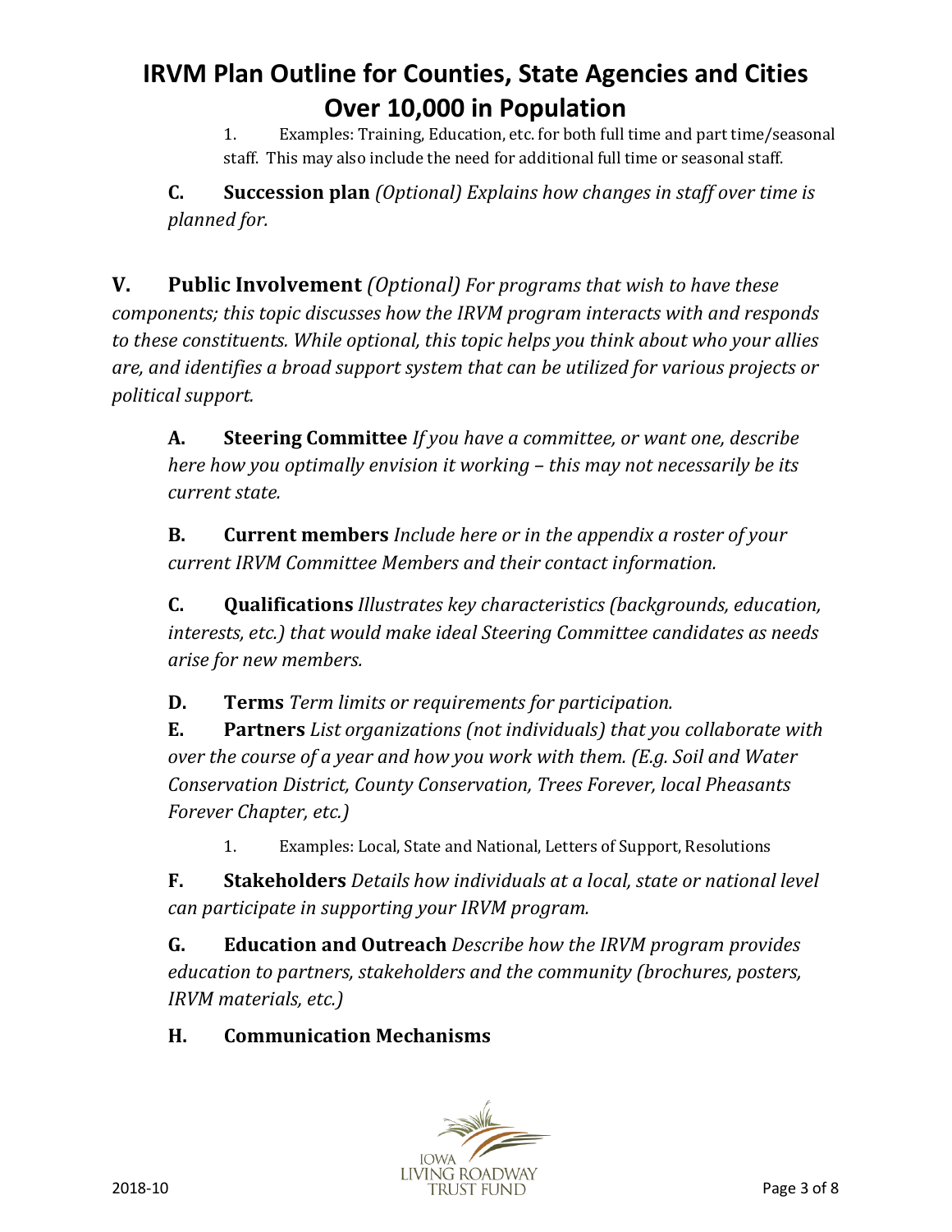1. Examples: Training, Education, etc. for both full time and part time/seasonal staff. This may also include the need for additional full time or seasonal staff.

**C. Succession plan** *(Optional) Explains how changes in staff over time is planned for.*

## V. Public Involvement *(Optional) For programs that wish to have these components; this topic discusses how the IRVM program interacts with and responds to these constituents. While optional, this topic helps you think about who your allies are, and identifies a broad support system that can be utilized for various projects or political support.*

**A. Steering Committee** *If you have a committee, or want one, describe here how you optimally envision it working – this may not necessarily be its current state.*

**B. Current members** *Include here or in the appendix a roster of your current IRVM Committee Members and their contact information.*

**C. Qualifications** *Illustrates key characteristics (backgrounds, education, interests, etc.) that would make ideal Steering Committee candidates as needs arise for new members.*

**D. Terms** *Term limits or requirements for participation.*

**E. Partners** *List organizations (not individuals) that you collaborate with over the course of a year and how you work with them. (E.g. Soil and Water Conservation District, County Conservation, Trees Forever, local Pheasants Forever Chapter, etc.)*

1. Examples: Local, State and National, Letters of Support, Resolutions

**F. Stakeholders** *Details how individuals at a local, state or national level can participate in supporting your IRVM program.*

**G. Education and Outreach** *Describe how the IRVM program provides education to partners, stakeholders and the community (brochures, posters, IRVM materials, etc.)*

**H. Communication Mechanisms**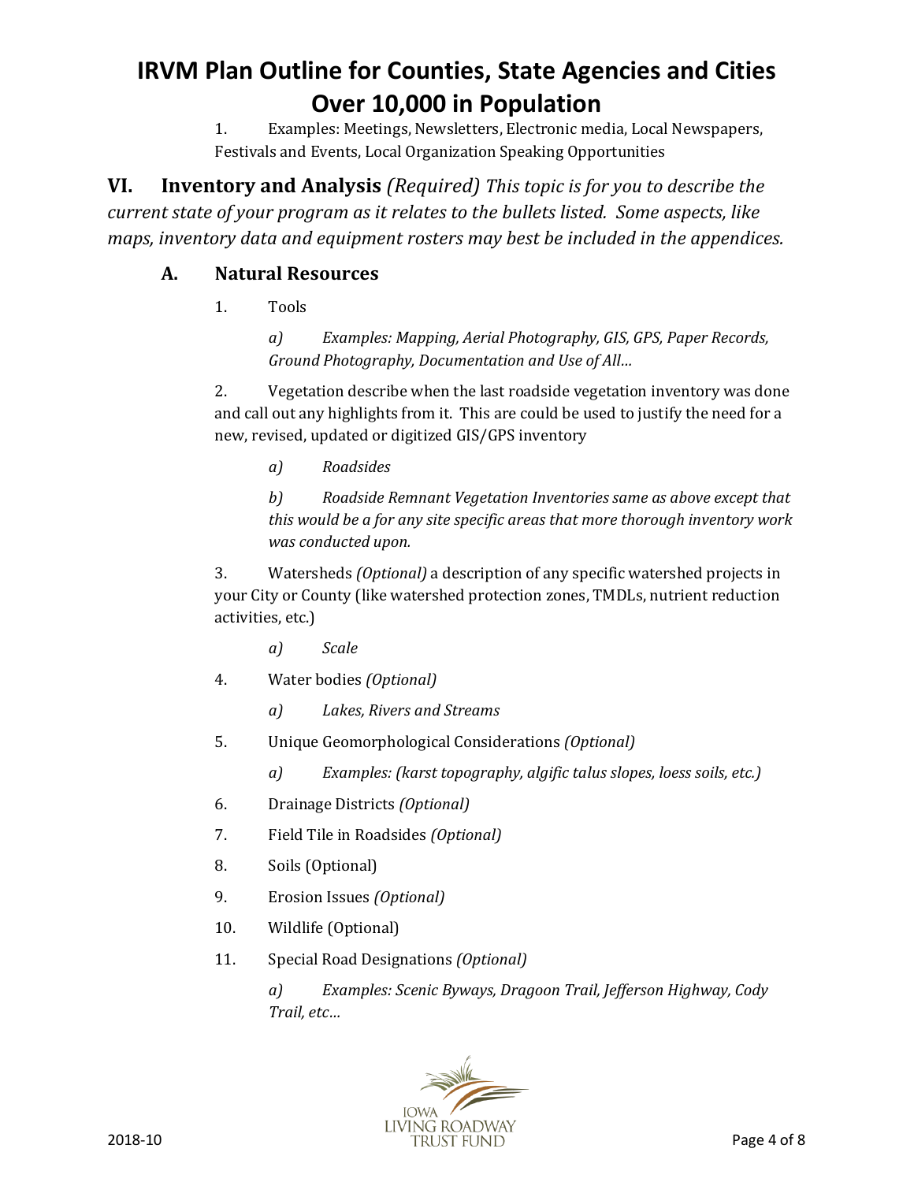1. Examples: Meetings, Newsletters, Electronic media, Local Newspapers, Festivals and Events, Local Organization Speaking Opportunities

## VI. Inventory and Analysis *(Required) This topic is for you to describe the current state of your program as it relates to the bullets listed. Some aspects, like maps, inventory data and equipment rosters may best be included in the appendices.*

### A. Natural Resources

1. Tools

   a) *Examples: Mapping, Aerial Photography, GIS, GPS, Paper Records, Ground Photography, Documentation and Use of All…*

2. Vegetation describe when the last roadside vegetation inventory was done and call out any highlights from it. This are could be used to justify the need for a new, revised, updated or digitized GIS/GPS inventory

   a) *Roadsides*

   b) *Roadside Remnant Vegetation Inventories same as above except that this would be a for any site specific areas that more thorough inventory work was conducted upon.*

3. Watersheds *(Optional)* a description of any specific watershed projects in your City or County (like watershed protection zones, TMDLs, nutrient reduction activities, etc.)

   a) *Scale*

4. Water bodies *(Optional)*

   a) *Lakes, Rivers and Streams*

5. Unique Geomorphological Considerations *(Optional)*

   a) *Examples: (karst topography, algific talus slopes, loess soils, etc.)*

6. Drainage Districts *(Optional)*

7. Field Tile in Roadsides *(Optional)*

8. Soils (Optional)

9. Erosion Issues *(Optional)*

10. Wildlife (Optional)

11. Special Road Designations *(Optional)*

    a) *Examples: Scenic Byways, Dragoon Trail, Jefferson Highway, Cody Trail, etc…*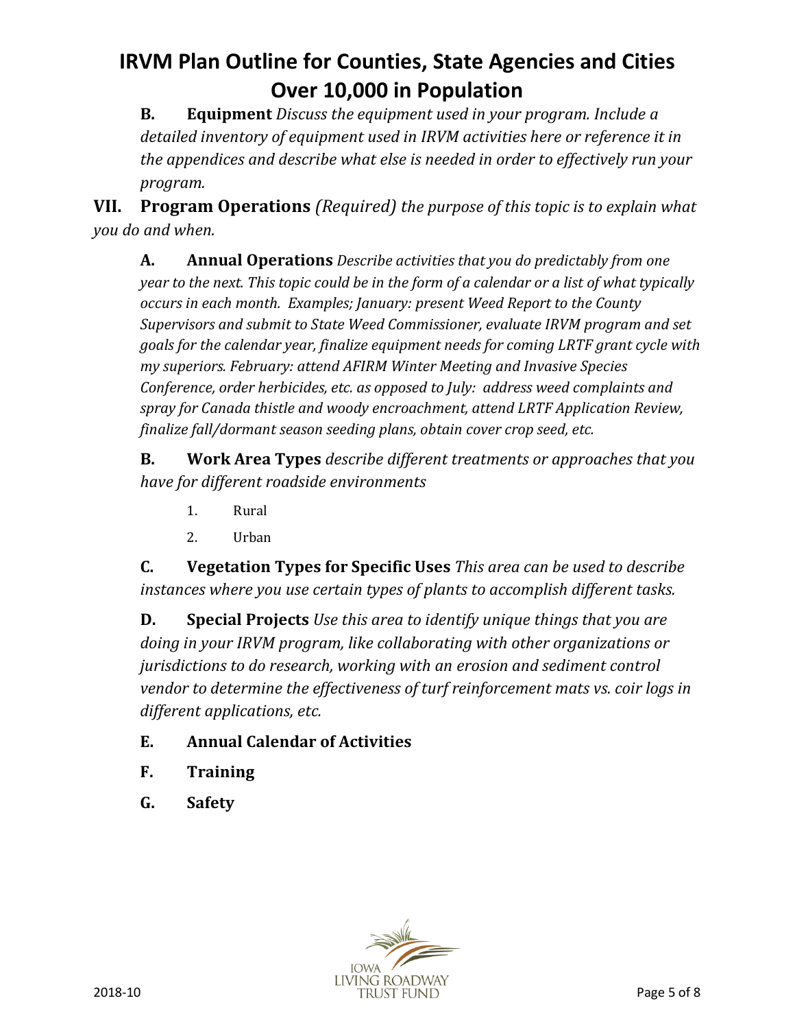**B. Equipment** *Discuss the equipment used in your program. Include a detailed inventory of equipment used in IRVM activities here or reference it in the appendices and describe what else is needed in order to effectively run your program.*

## VII. Program Operations *(Required) the purpose of this topic is to explain what you do and when.*

**A. Annual Operations** *Describe activities that you do predictably from one year to the next. This topic could be in the form of a calendar or a list of what typically occurs in each month. Examples; January: present Weed Report to the County Supervisors and submit to State Weed Commissioner, evaluate IRVM program and set goals for the calendar year, finalize equipment needs for coming LRTF grant cycle with my superiors. February: attend AFIRM Winter Meeting and Invasive Species Conference, order herbicides, etc. as opposed to July: address weed complaints and spray for Canada thistle and woody encroachment, attend LRTF Application Review, finalize fall/dormant season seeding plans, obtain cover crop seed, etc.*

**B. Work Area Types** *describe different treatments or approaches that you have for different roadside environments*

1. Rural
2. Urban

**C. Vegetation Types for Specific Uses** *This area can be used to describe instances where you use certain types of plants to accomplish different tasks.*

**D. Special Projects** *Use this area to identify unique things that you are doing in your IRVM program, like collaborating with other organizations or jurisdictions to do research, working with an erosion and sediment control vendor to determine the effectiveness of turf reinforcement mats vs. coir logs in different applications, etc.*

**E. Annual Calendar of Activities**

**F. Training**

**G. Safety**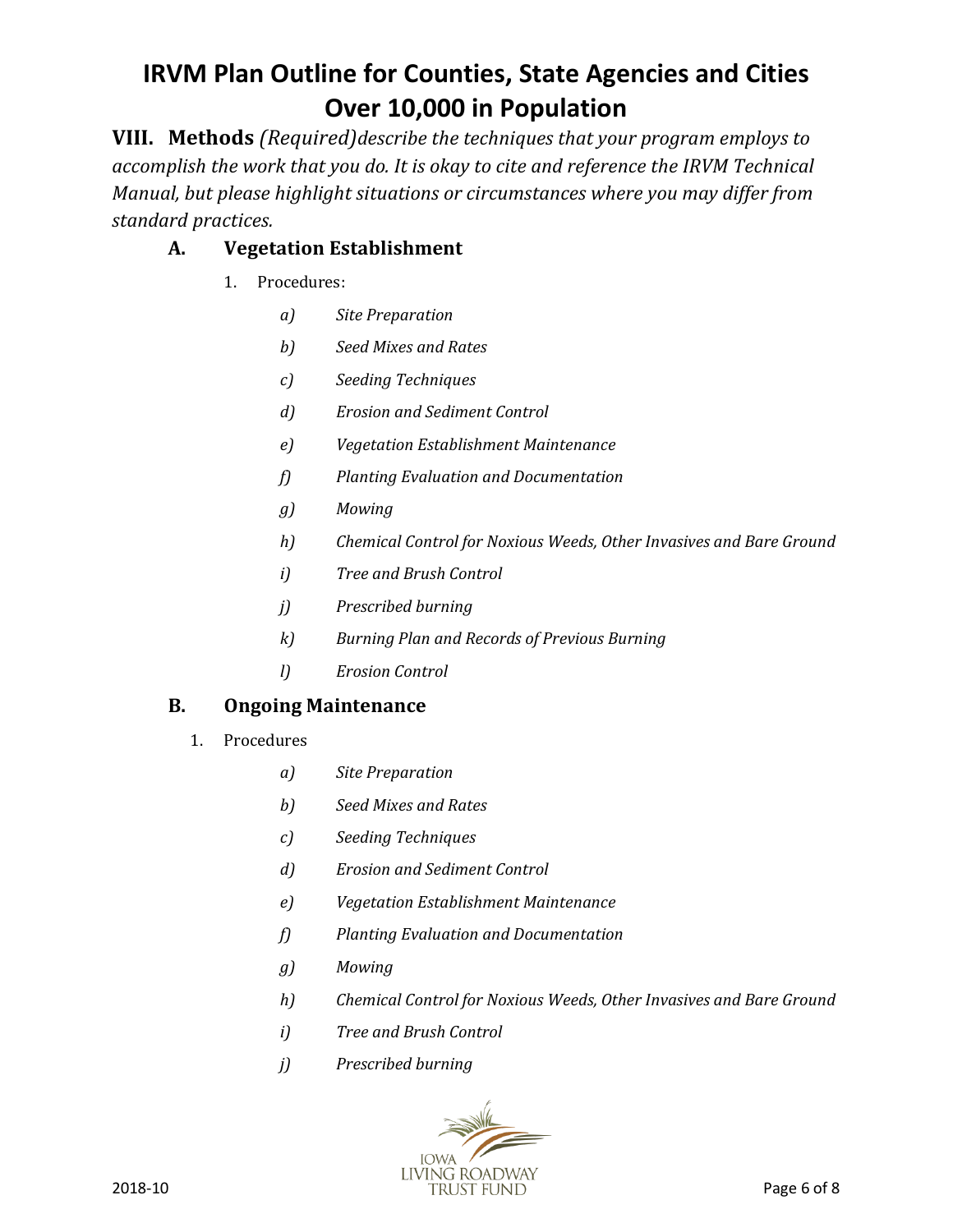# IRVM Plan Outline for Counties, State Agencies and Cities Over 10,000 in Population

**VIII. Methods** *(Required)describe the techniques that your program employs to accomplish the work that you do. It is okay to cite and reference the IRVM Technical Manual, but please highlight situations or circumstances where you may differ from standard practices.*

## A. Vegetation Establishment

1. Procedures:
    - *a) Site Preparation*
    - *b) Seed Mixes and Rates*
    - *c) Seeding Techniques*
    - *d) Erosion and Sediment Control*
    - *e) Vegetation Establishment Maintenance*
    - *f) Planting Evaluation and Documentation*
    - *g) Mowing*
    - *h) Chemical Control for Noxious Weeds, Other Invasives and Bare Ground*
    - *i) Tree and Brush Control*
    - *j) Prescribed burning*
    - *k) Burning Plan and Records of Previous Burning*
    - *l) Erosion Control*

## B. Ongoing Maintenance

1. Procedures
    - *a) Site Preparation*
    - *b) Seed Mixes and Rates*
    - *c) Seeding Techniques*
    - *d) Erosion and Sediment Control*
    - *e) Vegetation Establishment Maintenance*
    - *f) Planting Evaluation and Documentation*
    - *g) Mowing*
    - *h) Chemical Control for Noxious Weeds, Other Invasives and Bare Ground*
    - *i) Tree and Brush Control*
    - *j) Prescribed burning*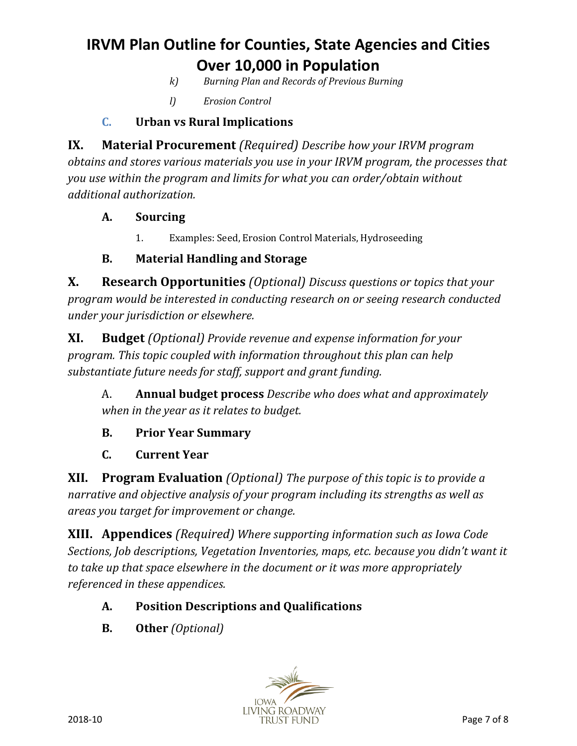k) *Burning Plan and Records of Previous Burning*

l) *Erosion Control*

**C. Urban vs Rural Implications**

**IX. Material Procurement** *(Required) Describe how your IRVM program obtains and stores various materials you use in your IRVM program, the processes that you use within the program and limits for what you can order/obtain without additional authorization.*

**A. Sourcing**

1. Examples: Seed, Erosion Control Materials, Hydroseeding

**B. Material Handling and Storage**

**X. Research Opportunities** *(Optional) Discuss questions or topics that your program would be interested in conducting research on or seeing research conducted under your jurisdiction or elsewhere.*

**XI. Budget** *(Optional) Provide revenue and expense information for your program. This topic coupled with information throughout this plan can help substantiate future needs for staff, support and grant funding.*

A. **Annual budget process** *Describe who does what and approximately when in the year as it relates to budget.*

**B. Prior Year Summary**

**C. Current Year**

**XII. Program Evaluation** *(Optional) The purpose of this topic is to provide a narrative and objective analysis of your program including its strengths as well as areas you target for improvement or change.*

**XIII. Appendices** *(Required) Where supporting information such as Iowa Code Sections, Job descriptions, Vegetation Inventories, maps, etc. because you didn't want it to take up that space elsewhere in the document or it was more appropriately referenced in these appendices.*

**A. Position Descriptions and Qualifications**

**B. Other** *(Optional)*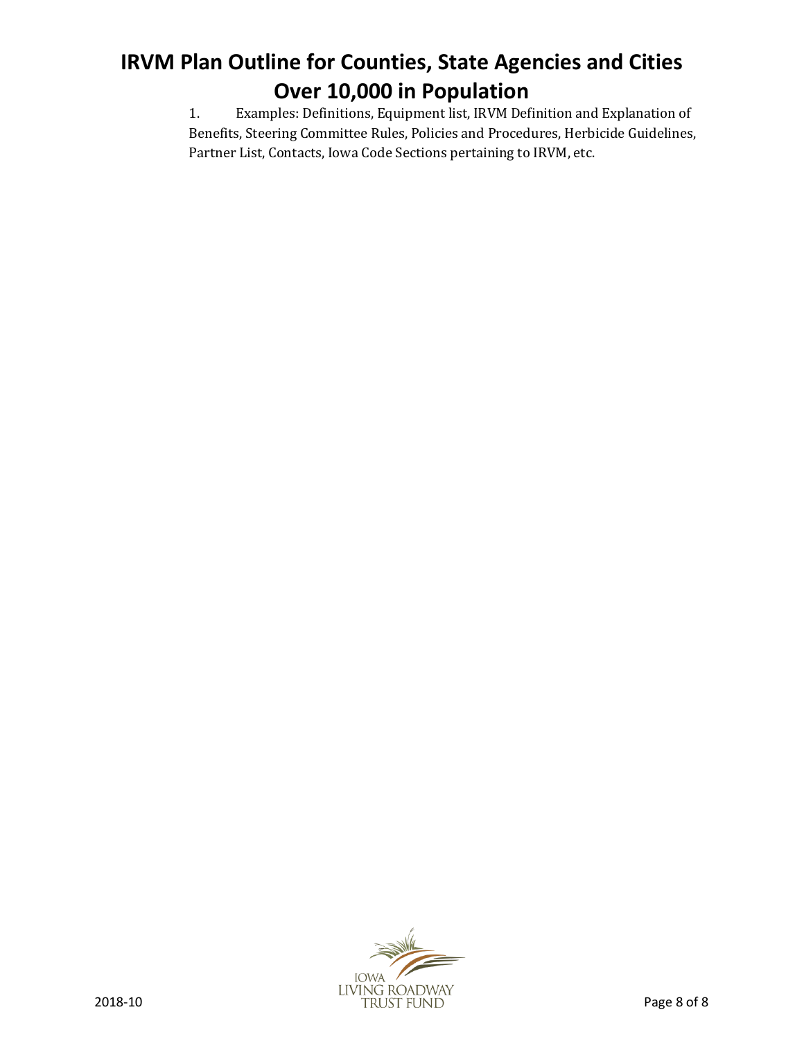# IRVM Plan Outline for Counties, State Agencies and Cities Over 10,000 in Population

1. Examples: Definitions, Equipment list, IRVM Definition and Explanation of Benefits, Steering Committee Rules, Policies and Procedures, Herbicide Guidelines, Partner List, Contacts, Iowa Code Sections pertaining to IRVM, etc.